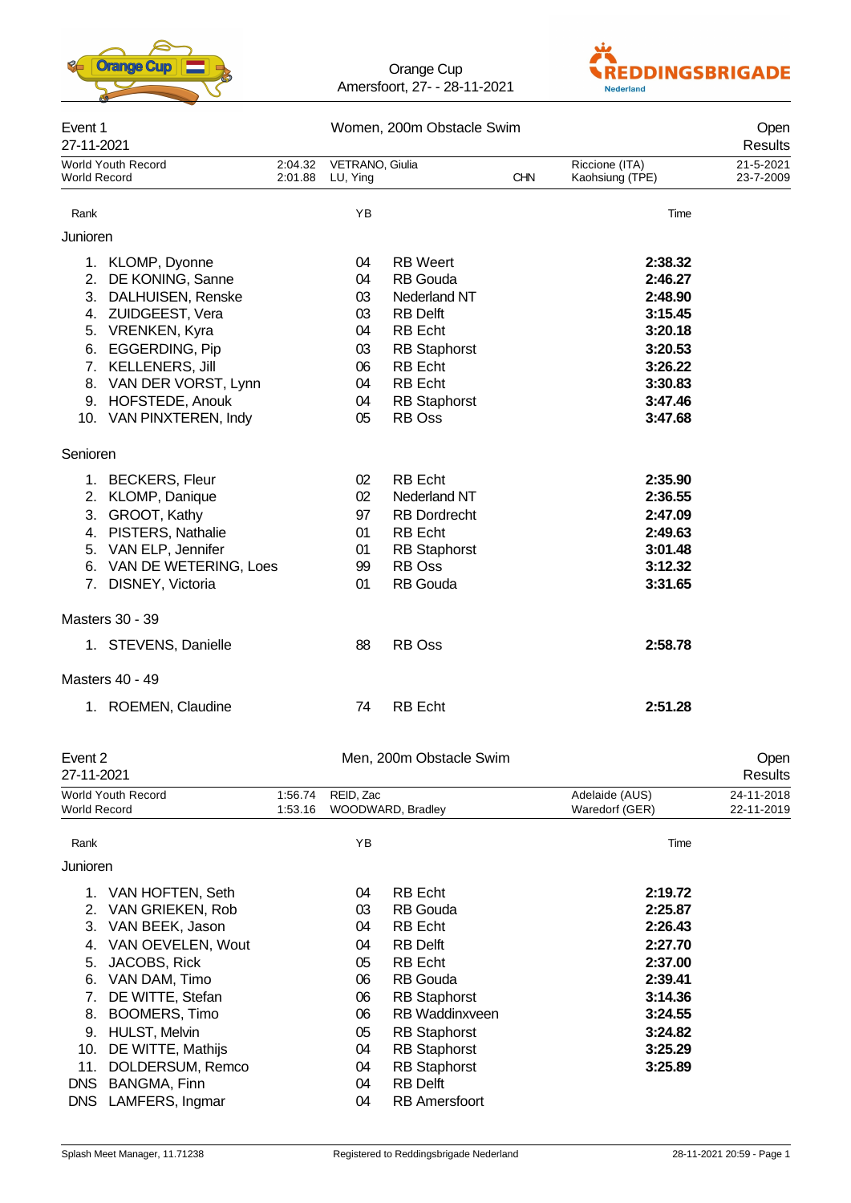Orange Cup
Amersfoort, 27- - 28-11-2021

## Event 1 — Women, 200m Obstacle Swim — Open Results

27-11-2021

| | | | | | |
|---|---|---|---|---|---|
| World Youth Record | 2:04.32 | VETRANO, Giulia | | Riccione (ITA) | 21-5-2021 |
| World Record | 2:01.88 | LU, Ying | CHN | Kaohsiung (TPE) | 23-7-2009 |

### Junioren

| Rank | Name | YB | Club | Time |
|---|---|---|---|---|
| 1. | KLOMP, Dyonne | 04 | RB Weert | **2:38.32** |
| 2. | DE KONING, Sanne | 04 | RB Gouda | **2:46.27** |
| 3. | DALHUISEN, Renske | 03 | Nederland NT | **2:48.90** |
| 4. | ZUIDGEEST, Vera | 03 | RB Delft | **3:15.45** |
| 5. | VRENKEN, Kyra | 04 | RB Echt | **3:20.18** |
| 6. | EGGERDING, Pip | 03 | RB Staphorst | **3:20.53** |
| 7. | KELLENERS, Jill | 06 | RB Echt | **3:26.22** |
| 8. | VAN DER VORST, Lynn | 04 | RB Echt | **3:30.83** |
| 9. | HOFSTEDE, Anouk | 04 | RB Staphorst | **3:47.46** |
| 10. | VAN PINXTEREN, Indy | 05 | RB Oss | **3:47.68** |

### Senioren

| Rank | Name | YB | Club | Time |
|---|---|---|---|---|
| 1. | BECKERS, Fleur | 02 | RB Echt | **2:35.90** |
| 2. | KLOMP, Danique | 02 | Nederland NT | **2:36.55** |
| 3. | GROOT, Kathy | 97 | RB Dordrecht | **2:47.09** |
| 4. | PISTERS, Nathalie | 01 | RB Echt | **2:49.63** |
| 5. | VAN ELP, Jennifer | 01 | RB Staphorst | **3:01.48** |
| 6. | VAN DE WETERING, Loes | 99 | RB Oss | **3:12.32** |
| 7. | DISNEY, Victoria | 01 | RB Gouda | **3:31.65** |

### Masters 30 - 39

| Rank | Name | YB | Club | Time |
|---|---|---|---|---|
| 1. | STEVENS, Danielle | 88 | RB Oss | **2:58.78** |

### Masters 40 - 49

| Rank | Name | YB | Club | Time |
|---|---|---|---|---|
| 1. | ROEMEN, Claudine | 74 | RB Echt | **2:51.28** |

## Event 2 — Men, 200m Obstacle Swim — Open Results

27-11-2021

| | | | | |
|---|---|---|---|---|
| World Youth Record | 1:56.74 | REID, Zac | Adelaide (AUS) | 24-11-2018 |
| World Record | 1:53.16 | WOODWARD, Bradley | Waredorf (GER) | 22-11-2019 |

### Junioren

| Rank | Name | YB | Club | Time |
|---|---|---|---|---|
| 1. | VAN HOFTEN, Seth | 04 | RB Echt | **2:19.72** |
| 2. | VAN GRIEKEN, Rob | 03 | RB Gouda | **2:25.87** |
| 3. | VAN BEEK, Jason | 04 | RB Echt | **2:26.43** |
| 4. | VAN OEVELEN, Wout | 04 | RB Delft | **2:27.70** |
| 5. | JACOBS, Rick | 05 | RB Echt | **2:37.00** |
| 6. | VAN DAM, Timo | 06 | RB Gouda | **2:39.41** |
| 7. | DE WITTE, Stefan | 06 | RB Staphorst | **3:14.36** |
| 8. | BOOMERS, Timo | 06 | RB Waddinxveen | **3:24.55** |
| 9. | HULST, Melvin | 05 | RB Staphorst | **3:24.82** |
| 10. | DE WITTE, Mathijs | 04 | RB Staphorst | **3:25.29** |
| 11. | DOLDERSUM, Remco | 04 | RB Staphorst | **3:25.89** |
| DNS | BANGMA, Finn | 04 | RB Delft | |
| DNS | LAMFERS, Ingmar | 04 | RB Amersfoort | |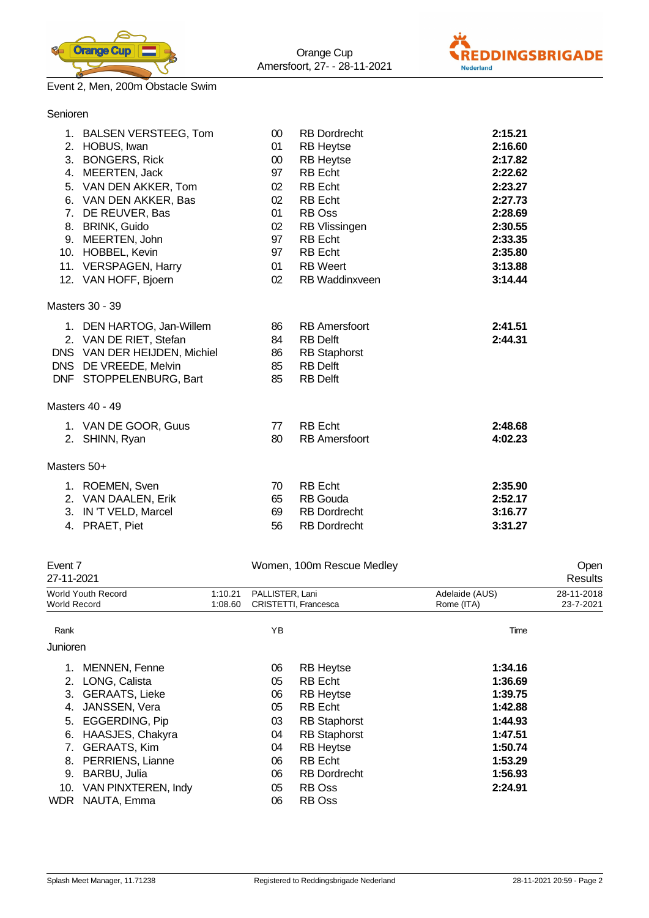Event 2, Men, 200m Obstacle Swim

### Senioren

| Rank | Name | YB | Club | Time |
|---|---|---|---|---|
| 1. | BALSEN VERSTEEG, Tom | 00 | RB Dordrecht | **2:15.21** |
| 2. | HOBUS, Iwan | 01 | RB Heytse | **2:16.60** |
| 3. | BONGERS, Rick | 00 | RB Heytse | **2:17.82** |
| 4. | MEERTEN, Jack | 97 | RB Echt | **2:22.62** |
| 5. | VAN DEN AKKER, Tom | 02 | RB Echt | **2:23.27** |
| 6. | VAN DEN AKKER, Bas | 02 | RB Echt | **2:27.73** |
| 7. | DE REUVER, Bas | 01 | RB Oss | **2:28.69** |
| 8. | BRINK, Guido | 02 | RB Vlissingen | **2:30.55** |
| 9. | MEERTEN, John | 97 | RB Echt | **2:33.35** |
| 10. | HOBBEL, Kevin | 97 | RB Echt | **2:35.80** |
| 11. | VERSPAGEN, Harry | 01 | RB Weert | **3:13.88** |
| 12. | VAN HOFF, Bjoern | 02 | RB Waddinxveen | **3:14.44** |

### Masters 30 - 39

| Rank | Name | YB | Club | Time |
|---|---|---|---|---|
| 1. | DEN HARTOG, Jan-Willem | 86 | RB Amersfoort | **2:41.51** |
| 2. | VAN DE RIET, Stefan | 84 | RB Delft | **2:44.31** |
| DNS | VAN DER HEIJDEN, Michiel | 86 | RB Staphorst | |
| DNS | DE VREEDE, Melvin | 85 | RB Delft | |
| DNF | STOPPELENBURG, Bart | 85 | RB Delft | |

### Masters 40 - 49

| Rank | Name | YB | Club | Time |
|---|---|---|---|---|
| 1. | VAN DE GOOR, Guus | 77 | RB Echt | **2:48.68** |
| 2. | SHINN, Ryan | 80 | RB Amersfoort | **4:02.23** |

### Masters 50+

| Rank | Name | YB | Club | Time |
|---|---|---|---|---|
| 1. | ROEMEN, Sven | 70 | RB Echt | **2:35.90** |
| 2. | VAN DAALEN, Erik | 65 | RB Gouda | **2:52.17** |
| 3. | IN 'T VELD, Marcel | 69 | RB Dordrecht | **3:16.77** |
| 4. | PRAET, Piet | 56 | RB Dordrecht | **3:31.27** |

## Event 7 — Women, 100m Rescue Medley — Open

27-11-2021 — Results

| Record | Time | Name | Place | Date |
|---|---|---|---|---|
| World Youth Record | 1:10.21 | PALLISTER, Lani | Adelaide (AUS) | 28-11-2018 |
| World Record | 1:08.60 | CRISTETTI, Francesca | Rome (ITA) | 23-7-2021 |

### Junioren

| Rank | Name | YB | Club | Time |
|---|---|---|---|---|
| 1. | MENNEN, Fenne | 06 | RB Heytse | **1:34.16** |
| 2. | LONG, Calista | 05 | RB Echt | **1:36.69** |
| 3. | GERAATS, Lieke | 06 | RB Heytse | **1:39.75** |
| 4. | JANSSEN, Vera | 05 | RB Echt | **1:42.88** |
| 5. | EGGERDING, Pip | 03 | RB Staphorst | **1:44.93** |
| 6. | HAASJES, Chakyra | 04 | RB Staphorst | **1:47.51** |
| 7. | GERAATS, Kim | 04 | RB Heytse | **1:50.74** |
| 8. | PERRIENS, Lianne | 06 | RB Echt | **1:53.29** |
| 9. | BARBU, Julia | 06 | RB Dordrecht | **1:56.93** |
| 10. | VAN PINXTEREN, Indy | 05 | RB Oss | **2:24.91** |
| WDR | NAUTA, Emma | 06 | RB Oss | |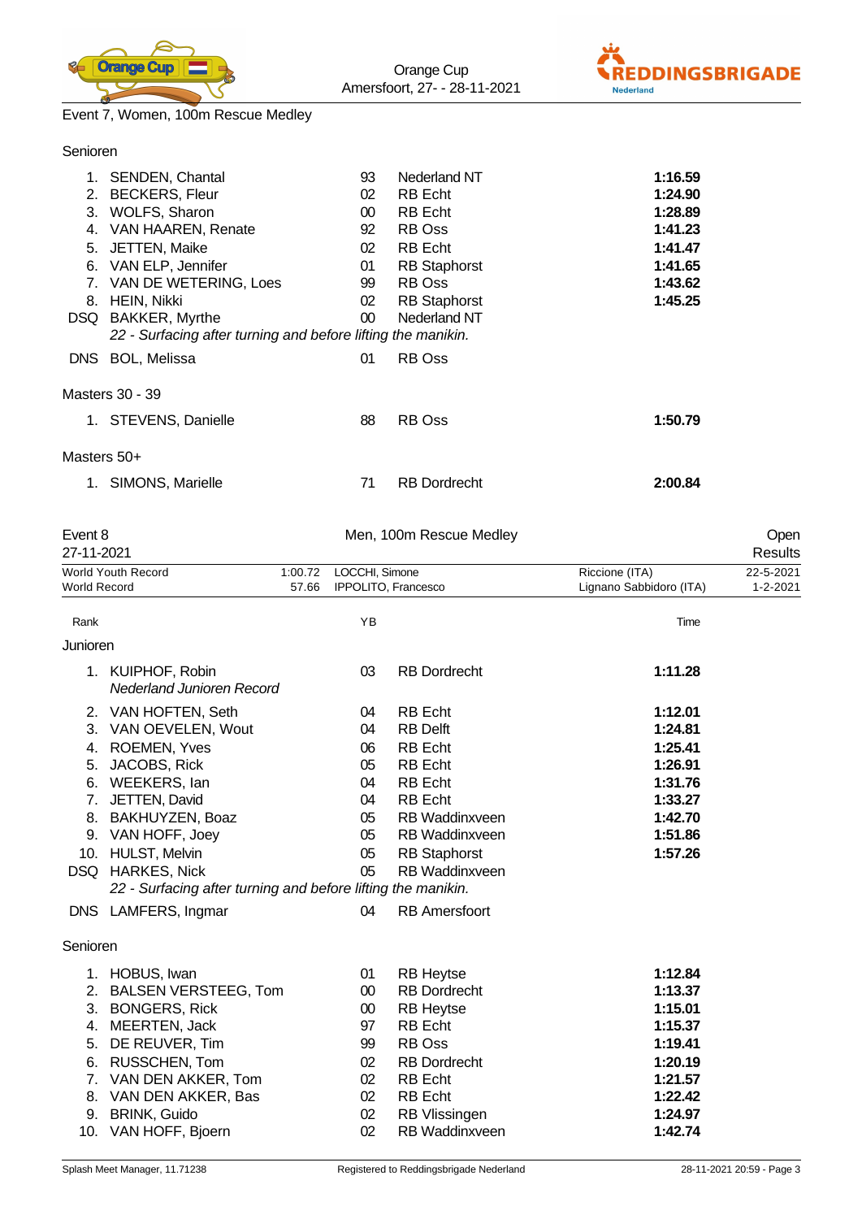Event 7, Women, 100m Rescue Medley

**Senioren**

| Rank | Name | YB | Club | Time |
|---|---|---|---|---|
| 1. | SENDEN, Chantal | 93 | Nederland NT | **1:16.59** |
| 2. | BECKERS, Fleur | 02 | RB Echt | **1:24.90** |
| 3. | WOLFS, Sharon | 00 | RB Echt | **1:28.89** |
| 4. | VAN HAAREN, Renate | 92 | RB Oss | **1:41.23** |
| 5. | JETTEN, Maike | 02 | RB Echt | **1:41.47** |
| 6. | VAN ELP, Jennifer | 01 | RB Staphorst | **1:41.65** |
| 7. | VAN DE WETERING, Loes | 99 | RB Oss | **1:43.62** |
| 8. | HEIN, Nikki | 02 | RB Staphorst | **1:45.25** |
| DSQ | BAKKER, Myrthe *22 - Surfacing after turning and before lifting the manikin.* | 00 | Nederland NT | |
| DNS | BOL, Melissa | 01 | RB Oss | |

**Masters 30 - 39**

| Rank | Name | YB | Club | Time |
|---|---|---|---|---|
| 1. | STEVENS, Danielle | 88 | RB Oss | **1:50.79** |

**Masters 50+**

| Rank | Name | YB | Club | Time |
|---|---|---|---|---|
| 1. | SIMONS, Marielle | 71 | RB Dordrecht | **2:00.84** |

## Event 8 — Men, 100m Rescue Medley — Open Results

27-11-2021

| | | | | |
|---|---|---|---|---|
| World Youth Record | 1:00.72 | LOCCHI, Simone | Riccione (ITA) | 22-5-2021 |
| World Record | 57.66 | IPPOLITO, Francesco | Lignano Sabbidoro (ITA) | 1-2-2021 |

**Junioren**

| Rank | Name | YB | Club | Time |
|---|---|---|---|---|
| 1. | KUIPHOF, Robin *Nederland Junioren Record* | 03 | RB Dordrecht | **1:11.28** |
| 2. | VAN HOFTEN, Seth | 04 | RB Echt | **1:12.01** |
| 3. | VAN OEVELEN, Wout | 04 | RB Delft | **1:24.81** |
| 4. | ROEMEN, Yves | 06 | RB Echt | **1:25.41** |
| 5. | JACOBS, Rick | 05 | RB Echt | **1:26.91** |
| 6. | WEEKERS, Ian | 04 | RB Echt | **1:31.76** |
| 7. | JETTEN, David | 04 | RB Echt | **1:33.27** |
| 8. | BAKHUYZEN, Boaz | 05 | RB Waddinxveen | **1:42.70** |
| 9. | VAN HOFF, Joey | 05 | RB Waddinxveen | **1:51.86** |
| 10. | HULST, Melvin | 05 | RB Staphorst | **1:57.26** |
| DSQ | HARKES, Nick *22 - Surfacing after turning and before lifting the manikin.* | 05 | RB Waddinxveen | |
| DNS | LAMFERS, Ingmar | 04 | RB Amersfoort | |

**Senioren**

| Rank | Name | YB | Club | Time |
|---|---|---|---|---|
| 1. | HOBUS, Iwan | 01 | RB Heytse | **1:12.84** |
| 2. | BALSEN VERSTEEG, Tom | 00 | RB Dordrecht | **1:13.37** |
| 3. | BONGERS, Rick | 00 | RB Heytse | **1:15.01** |
| 4. | MEERTEN, Jack | 97 | RB Echt | **1:15.37** |
| 5. | DE REUVER, Tim | 99 | RB Oss | **1:19.41** |
| 6. | RUSSCHEN, Tom | 02 | RB Dordrecht | **1:20.19** |
| 7. | VAN DEN AKKER, Tom | 02 | RB Echt | **1:21.57** |
| 8. | VAN DEN AKKER, Bas | 02 | RB Echt | **1:22.42** |
| 9. | BRINK, Guido | 02 | RB Vlissingen | **1:24.97** |
| 10. | VAN HOFF, Bjoern | 02 | RB Waddinxveen | **1:42.74** |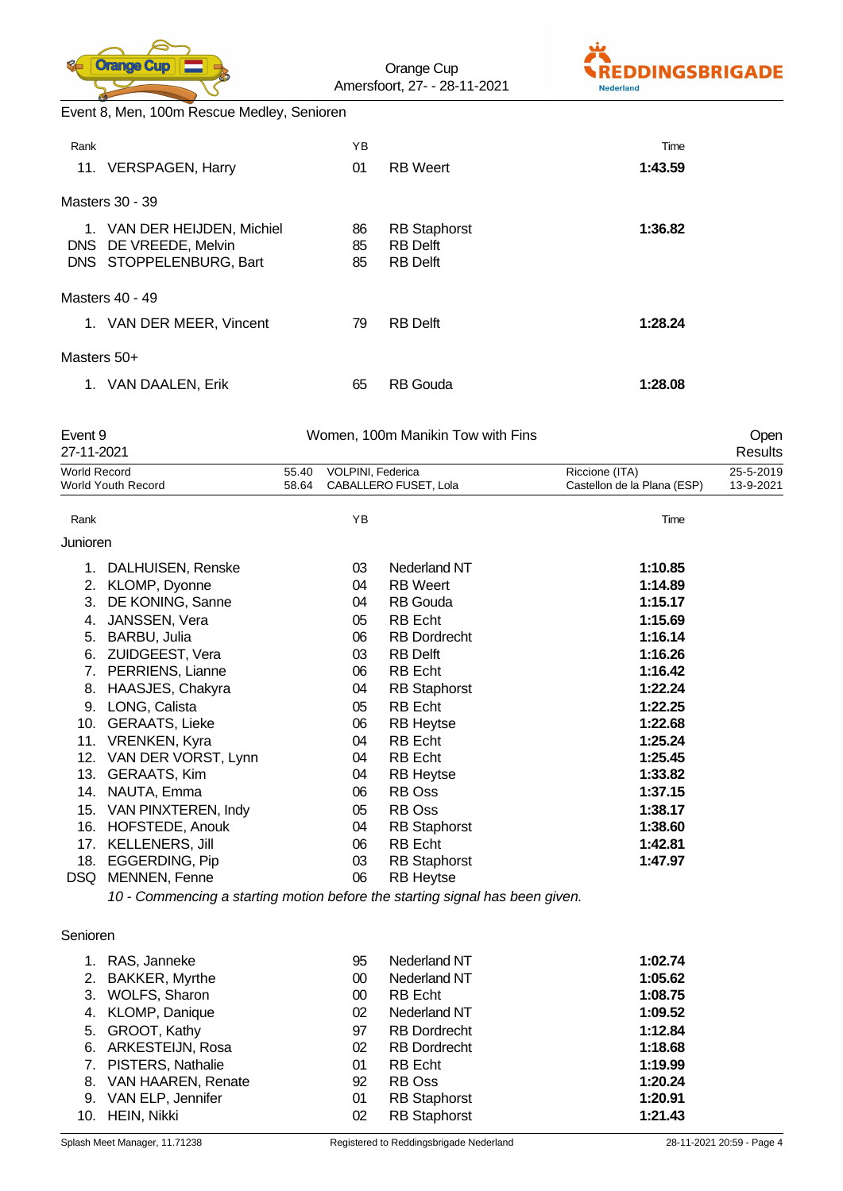Event 8, Men, 100m Rescue Medley, Senioren

| Rank | | YB | | Time |
|---|---|---|---|---|
| 11. | VERSPAGEN, Harry | 01 | RB Weert | **1:43.59** |

Masters 30 - 39

| Rank | | YB | | Time |
|---|---|---|---|---|
| 1. | VAN DER HEIJDEN, Michiel | 86 | RB Staphorst | **1:36.82** |
| DNS | DE VREEDE, Melvin | 85 | RB Delft | |
| DNS | STOPPELENBURG, Bart | 85 | RB Delft | |

Masters 40 - 49

| Rank | | YB | | Time |
|---|---|---|---|---|
| 1. | VAN DER MEER, Vincent | 79 | RB Delft | **1:28.24** |

Masters 50+

| Rank | | YB | | Time |
|---|---|---|---|---|
| 1. | VAN DAALEN, Erik | 65 | RB Gouda | **1:28.08** |

## Event 9 — Women, 100m Manikin Tow with Fins — Open Results

27-11-2021

| | | | | |
|---|---|---|---|---|
| World Record | 55.40 | VOLPINI, Federica | Riccione (ITA) | 25-5-2019 |
| World Youth Record | 58.64 | CABALLERO FUSET, Lola | Castellon de la Plana (ESP) | 13-9-2021 |

Junioren

| Rank | | YB | | Time |
|---|---|---|---|---|
| 1. | DALHUISEN, Renske | 03 | Nederland NT | **1:10.85** |
| 2. | KLOMP, Dyonne | 04 | RB Weert | **1:14.89** |
| 3. | DE KONING, Sanne | 04 | RB Gouda | **1:15.17** |
| 4. | JANSSEN, Vera | 05 | RB Echt | **1:15.69** |
| 5. | BARBU, Julia | 06 | RB Dordrecht | **1:16.14** |
| 6. | ZUIDGEEST, Vera | 03 | RB Delft | **1:16.26** |
| 7. | PERRIENS, Lianne | 06 | RB Echt | **1:16.42** |
| 8. | HAASJES, Chakyra | 04 | RB Staphorst | **1:22.24** |
| 9. | LONG, Calista | 05 | RB Echt | **1:22.25** |
| 10. | GERAATS, Lieke | 06 | RB Heytse | **1:22.68** |
| 11. | VRENKEN, Kyra | 04 | RB Echt | **1:25.24** |
| 12. | VAN DER VORST, Lynn | 04 | RB Echt | **1:25.45** |
| 13. | GERAATS, Kim | 04 | RB Heytse | **1:33.82** |
| 14. | NAUTA, Emma | 06 | RB Oss | **1:37.15** |
| 15. | VAN PINXTEREN, Indy | 05 | RB Oss | **1:38.17** |
| 16. | HOFSTEDE, Anouk | 04 | RB Staphorst | **1:38.60** |
| 17. | KELLENERS, Jill | 06 | RB Echt | **1:42.81** |
| 18. | EGGERDING, Pip | 03 | RB Staphorst | **1:47.97** |
| DSQ | MENNEN, Fenne | 06 | RB Heytse | |

*10 - Commencing a starting motion before the starting signal has been given.*

Senioren

| Rank | | YB | | Time |
|---|---|---|---|---|
| 1. | RAS, Janneke | 95 | Nederland NT | **1:02.74** |
| 2. | BAKKER, Myrthe | 00 | Nederland NT | **1:05.62** |
| 3. | WOLFS, Sharon | 00 | RB Echt | **1:08.75** |
| 4. | KLOMP, Danique | 02 | Nederland NT | **1:09.52** |
| 5. | GROOT, Kathy | 97 | RB Dordrecht | **1:12.84** |
| 6. | ARKESTEIJN, Rosa | 02 | RB Dordrecht | **1:18.68** |
| 7. | PISTERS, Nathalie | 01 | RB Echt | **1:19.99** |
| 8. | VAN HAAREN, Renate | 92 | RB Oss | **1:20.24** |
| 9. | VAN ELP, Jennifer | 01 | RB Staphorst | **1:20.91** |
| 10. | HEIN, Nikki | 02 | RB Staphorst | **1:21.43** |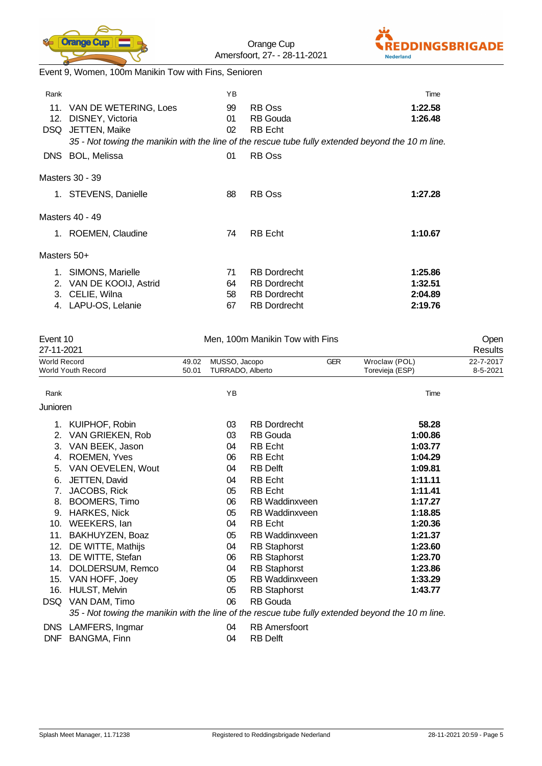Event 9, Women, 100m Manikin Tow with Fins, Senioren

| Rank | | YB | | Time |
|---|---|---|---|---|
| 11. | VAN DE WETERING, Loes | 99 | RB Oss | **1:22.58** |
| 12. | DISNEY, Victoria | 01 | RB Gouda | **1:26.48** |
| DSQ | JETTEN, Maike | 02 | RB Echt | |

*35 - Not towing the manikin with the line of the rescue tube fully extended beyond the 10 m line.*

| | | | | |
|---|---|---|---|---|
| DNS | BOL, Melissa | 01 | RB Oss | |

Masters 30 - 39

| | | | | |
|---|---|---|---|---|
| 1. | STEVENS, Danielle | 88 | RB Oss | **1:27.28** |

Masters 40 - 49

| | | | | |
|---|---|---|---|---|
| 1. | ROEMEN, Claudine | 74 | RB Echt | **1:10.67** |

Masters 50+

| | | | | |
|---|---|---|---|---|
| 1. | SIMONS, Marielle | 71 | RB Dordrecht | **1:25.86** |
| 2. | VAN DE KOOIJ, Astrid | 64 | RB Dordrecht | **1:32.51** |
| 3. | CELIE, Wilna | 58 | RB Dordrecht | **2:04.89** |
| 4. | LAPU-OS, Lelanie | 67 | RB Dordrecht | **2:19.76** |

## Event 10 — Men, 100m Manikin Tow with Fins — Open Results

27-11-2021

| | | | | | |
|---|---|---|---|---|---|
| World Record | 49.02 | MUSSO, Jacopo | GER | Wroclaw (POL) | 22-7-2017 |
| World Youth Record | 50.01 | TURRADO, Alberto | | Torevieja (ESP) | 8-5-2021 |

Junioren

| Rank | | YB | | Time |
|---|---|---|---|---|
| 1. | KUIPHOF, Robin | 03 | RB Dordrecht | **58.28** |
| 2. | VAN GRIEKEN, Rob | 03 | RB Gouda | **1:00.86** |
| 3. | VAN BEEK, Jason | 04 | RB Echt | **1:03.77** |
| 4. | ROEMEN, Yves | 06 | RB Echt | **1:04.29** |
| 5. | VAN OEVELEN, Wout | 04 | RB Delft | **1:09.81** |
| 6. | JETTEN, David | 04 | RB Echt | **1:11.11** |
| 7. | JACOBS, Rick | 05 | RB Echt | **1:11.41** |
| 8. | BOOMERS, Timo | 06 | RB Waddinxveen | **1:17.27** |
| 9. | HARKES, Nick | 05 | RB Waddinxveen | **1:18.85** |
| 10. | WEEKERS, Ian | 04 | RB Echt | **1:20.36** |
| 11. | BAKHUYZEN, Boaz | 05 | RB Waddinxveen | **1:21.37** |
| 12. | DE WITTE, Mathijs | 04 | RB Staphorst | **1:23.60** |
| 13. | DE WITTE, Stefan | 06 | RB Staphorst | **1:23.70** |
| 14. | DOLDERSUM, Remco | 04 | RB Staphorst | **1:23.86** |
| 15. | VAN HOFF, Joey | 05 | RB Waddinxveen | **1:33.29** |
| 16. | HULST, Melvin | 05 | RB Staphorst | **1:43.77** |
| DSQ | VAN DAM, Timo | 06 | RB Gouda | |

*35 - Not towing the manikin with the line of the rescue tube fully extended beyond the 10 m line.*

| | | | | |
|---|---|---|---|---|
| DNS | LAMFERS, Ingmar | 04 | RB Amersfoort | |
| DNF | BANGMA, Finn | 04 | RB Delft | |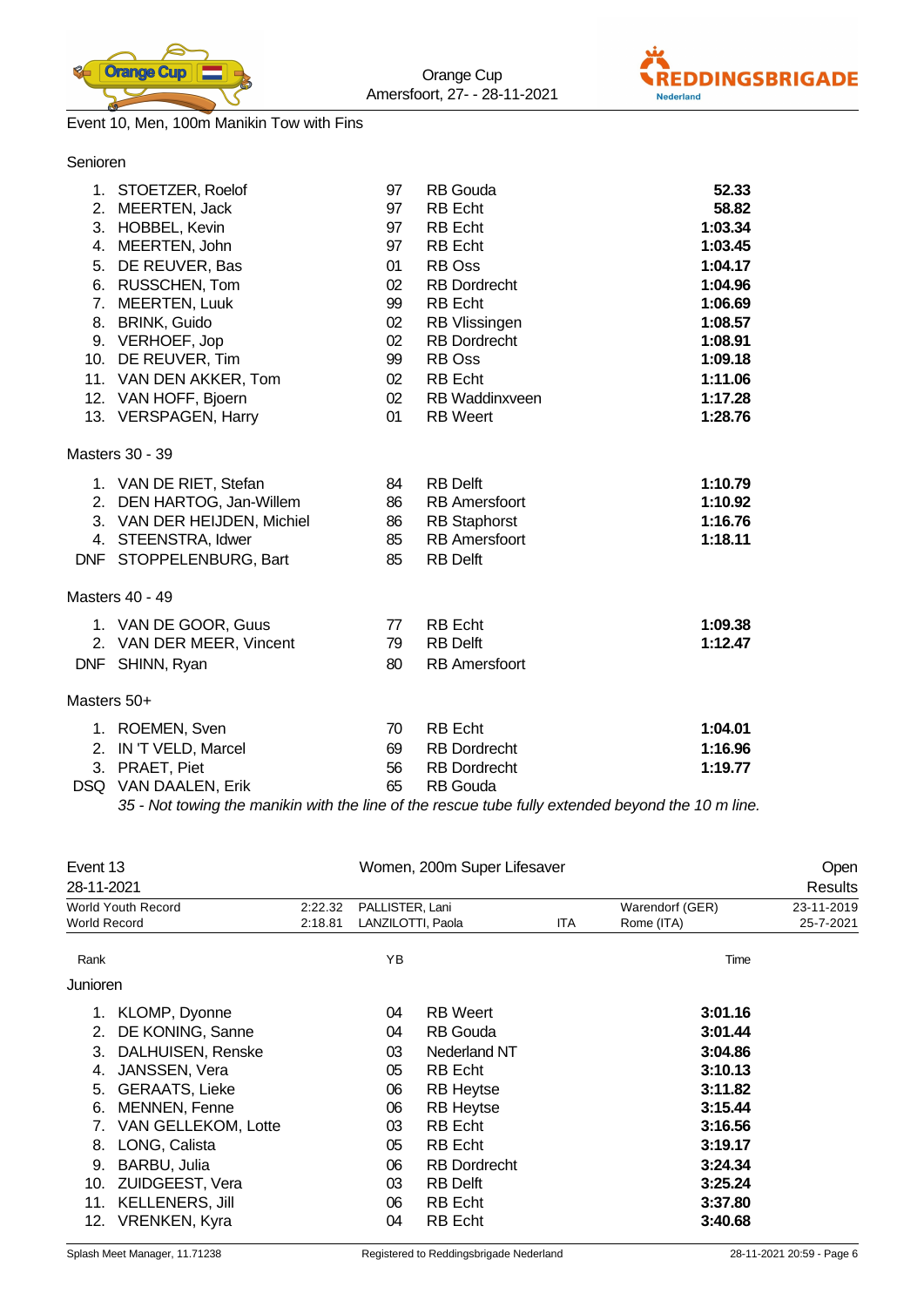Event 10, Men, 100m Manikin Tow with Fins

Senioren

| Rank | Name | YB | Club | Time |
|---|---|---|---|---|
| 1. | STOETZER, Roelof | 97 | RB Gouda | **52.33** |
| 2. | MEERTEN, Jack | 97 | RB Echt | **58.82** |
| 3. | HOBBEL, Kevin | 97 | RB Echt | **1:03.34** |
| 4. | MEERTEN, John | 97 | RB Echt | **1:03.45** |
| 5. | DE REUVER, Bas | 01 | RB Oss | **1:04.17** |
| 6. | RUSSCHEN, Tom | 02 | RB Dordrecht | **1:04.96** |
| 7. | MEERTEN, Luuk | 99 | RB Echt | **1:06.69** |
| 8. | BRINK, Guido | 02 | RB Vlissingen | **1:08.57** |
| 9. | VERHOEF, Jop | 02 | RB Dordrecht | **1:08.91** |
| 10. | DE REUVER, Tim | 99 | RB Oss | **1:09.18** |
| 11. | VAN DEN AKKER, Tom | 02 | RB Echt | **1:11.06** |
| 12. | VAN HOFF, Bjoern | 02 | RB Waddinxveen | **1:17.28** |
| 13. | VERSPAGEN, Harry | 01 | RB Weert | **1:28.76** |

Masters 30 - 39

| Rank | Name | YB | Club | Time |
|---|---|---|---|---|
| 1. | VAN DE RIET, Stefan | 84 | RB Delft | **1:10.79** |
| 2. | DEN HARTOG, Jan-Willem | 86 | RB Amersfoort | **1:10.92** |
| 3. | VAN DER HEIJDEN, Michiel | 86 | RB Staphorst | **1:16.76** |
| 4. | STEENSTRA, Idwer | 85 | RB Amersfoort | **1:18.11** |
| DNF | STOPPELENBURG, Bart | 85 | RB Delft | |

Masters 40 - 49

| Rank | Name | YB | Club | Time |
|---|---|---|---|---|
| 1. | VAN DE GOOR, Guus | 77 | RB Echt | **1:09.38** |
| 2. | VAN DER MEER, Vincent | 79 | RB Delft | **1:12.47** |
| DNF | SHINN, Ryan | 80 | RB Amersfoort | |

Masters 50+

| Rank | Name | YB | Club | Time |
|---|---|---|---|---|
| 1. | ROEMEN, Sven | 70 | RB Echt | **1:04.01** |
| 2. | IN 'T VELD, Marcel | 69 | RB Dordrecht | **1:16.96** |
| 3. | PRAET, Piet | 56 | RB Dordrecht | **1:19.77** |
| DSQ | VAN DAALEN, Erik | 65 | RB Gouda | |

*35 - Not towing the manikin with the line of the rescue tube fully extended beyond the 10 m line.*

## Event 13 — Women, 200m Super Lifesaver — Open Results

28-11-2021

| | | | | | |
|---|---|---|---|---|---|
| World Youth Record | 2:22.32 | PALLISTER, Lani | | Warendorf (GER) | 23-11-2019 |
| World Record | 2:18.81 | LANZILOTTI, Paola | ITA | Rome (ITA) | 25-7-2021 |

Junioren

| Rank | Name | YB | Club | Time |
|---|---|---|---|---|
| 1. | KLOMP, Dyonne | 04 | RB Weert | **3:01.16** |
| 2. | DE KONING, Sanne | 04 | RB Gouda | **3:01.44** |
| 3. | DALHUISEN, Renske | 03 | Nederland NT | **3:04.86** |
| 4. | JANSSEN, Vera | 05 | RB Echt | **3:10.13** |
| 5. | GERAATS, Lieke | 06 | RB Heytse | **3:11.82** |
| 6. | MENNEN, Fenne | 06 | RB Heytse | **3:15.44** |
| 7. | VAN GELLEKOM, Lotte | 03 | RB Echt | **3:16.56** |
| 8. | LONG, Calista | 05 | RB Echt | **3:19.17** |
| 9. | BARBU, Julia | 06 | RB Dordrecht | **3:24.34** |
| 10. | ZUIDGEEST, Vera | 03 | RB Delft | **3:25.24** |
| 11. | KELLENERS, Jill | 06 | RB Echt | **3:37.80** |
| 12. | VRENKEN, Kyra | 04 | RB Echt | **3:40.68** |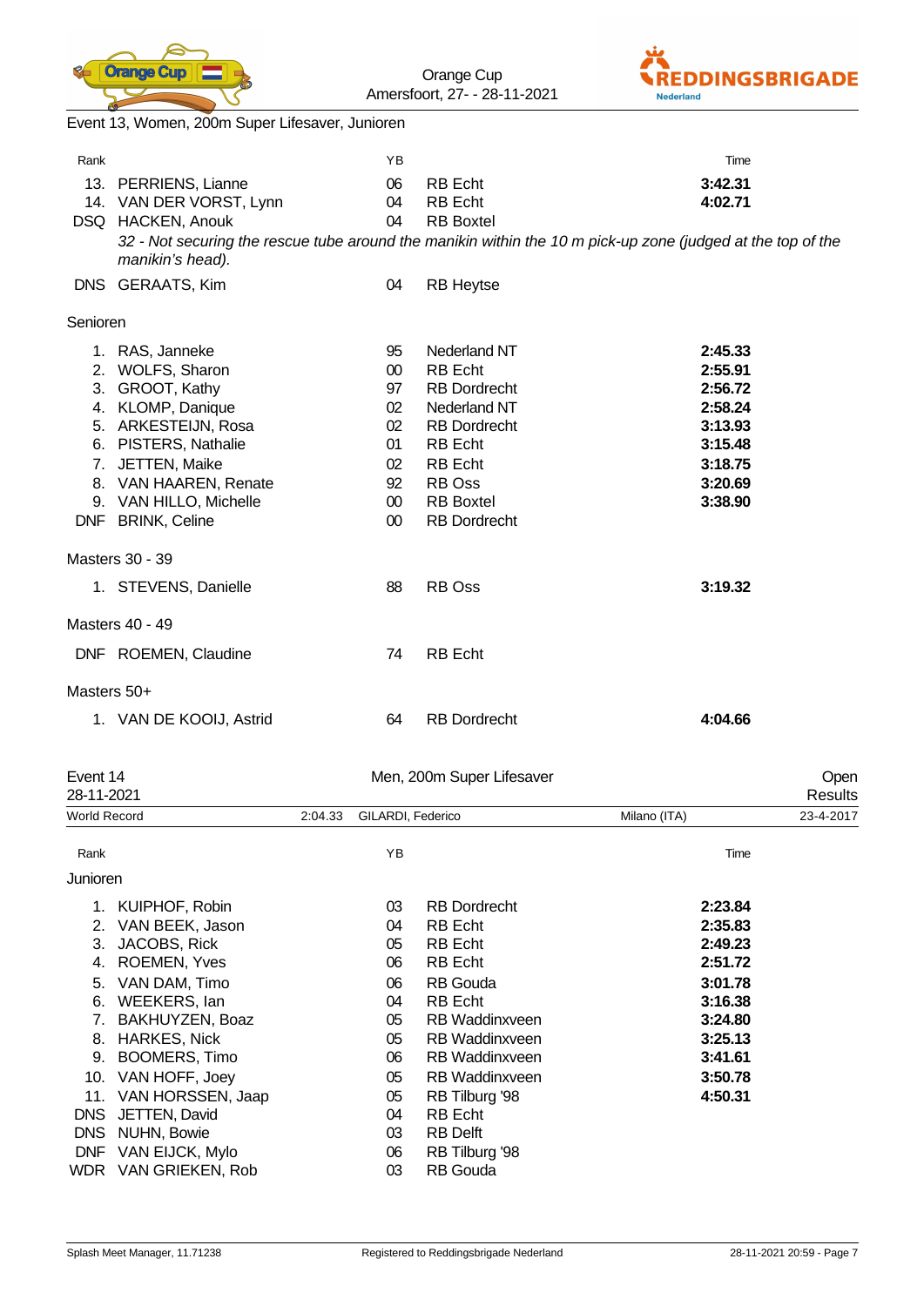Event 13, Women, 200m Super Lifesaver, Junioren

| Rank | | YB | | Time |
|---|---|---|---|---|
| 13. | PERRIENS, Lianne | 06 | RB Echt | **3:42.31** |
| 14. | VAN DER VORST, Lynn | 04 | RB Echt | **4:02.71** |
| DSQ | HACKEN, Anouk | 04 | RB Boxtel | |

*32 - Not securing the rescue tube around the manikin within the 10 m pick-up zone (judged at the top of the manikin's head).*

| Rank | | YB | | Time |
|---|---|---|---|---|
| DNS | GERAATS, Kim | 04 | RB Heytse | |

Senioren

| Rank | | YB | | Time |
|---|---|---|---|---|
| 1. | RAS, Janneke | 95 | Nederland NT | **2:45.33** |
| 2. | WOLFS, Sharon | 00 | RB Echt | **2:55.91** |
| 3. | GROOT, Kathy | 97 | RB Dordrecht | **2:56.72** |
| 4. | KLOMP, Danique | 02 | Nederland NT | **2:58.24** |
| 5. | ARKESTEIJN, Rosa | 02 | RB Dordrecht | **3:13.93** |
| 6. | PISTERS, Nathalie | 01 | RB Echt | **3:15.48** |
| 7. | JETTEN, Maike | 02 | RB Echt | **3:18.75** |
| 8. | VAN HAAREN, Renate | 92 | RB Oss | **3:20.69** |
| 9. | VAN HILLO, Michelle | 00 | RB Boxtel | **3:38.90** |
| DNF | BRINK, Celine | 00 | RB Dordrecht | |

Masters 30 - 39

| Rank | | YB | | Time |
|---|---|---|---|---|
| 1. | STEVENS, Danielle | 88 | RB Oss | **3:19.32** |

Masters 40 - 49

| Rank | | YB | | Time |
|---|---|---|---|---|
| DNF | ROEMEN, Claudine | 74 | RB Echt | |

Masters 50+

| Rank | | YB | | Time |
|---|---|---|---|---|
| 1. | VAN DE KOOIJ, Astrid | 64 | RB Dordrecht | **4:04.66** |

## Event 14 — Men, 200m Super Lifesaver — Open

28-11-2021 — Results

| World Record | 2:04.33 | GILARDI, Federico | Milano (ITA) | 23-4-2017 |
|---|---|---|---|---|

Junioren

| Rank | | YB | | Time |
|---|---|---|---|---|
| 1. | KUIPHOF, Robin | 03 | RB Dordrecht | **2:23.84** |
| 2. | VAN BEEK, Jason | 04 | RB Echt | **2:35.83** |
| 3. | JACOBS, Rick | 05 | RB Echt | **2:49.23** |
| 4. | ROEMEN, Yves | 06 | RB Echt | **2:51.72** |
| 5. | VAN DAM, Timo | 06 | RB Gouda | **3:01.78** |
| 6. | WEEKERS, Ian | 04 | RB Echt | **3:16.38** |
| 7. | BAKHUYZEN, Boaz | 05 | RB Waddinxveen | **3:24.80** |
| 8. | HARKES, Nick | 05 | RB Waddinxveen | **3:25.13** |
| 9. | BOOMERS, Timo | 06 | RB Waddinxveen | **3:41.61** |
| 10. | VAN HOFF, Joey | 05 | RB Waddinxveen | **3:50.78** |
| 11. | VAN HORSSEN, Jaap | 05 | RB Tilburg '98 | **4:50.31** |
| DNS | JETTEN, David | 04 | RB Echt | |
| DNS | NUHN, Bowie | 03 | RB Delft | |
| DNF | VAN EIJCK, Mylo | 06 | RB Tilburg '98 | |
| WDR | VAN GRIEKEN, Rob | 03 | RB Gouda | |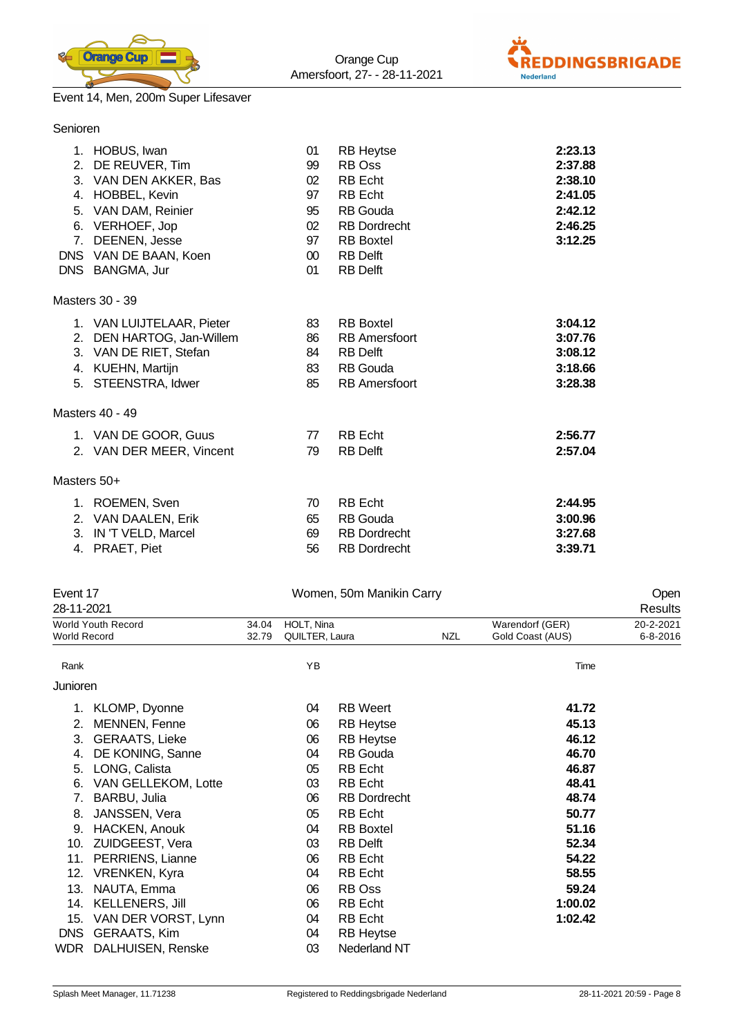Event 14, Men, 200m Super Lifesaver

### Senioren

| Rank | Name | YB | Club | Time |
|---|---|---|---|---|
| 1. | HOBUS, Iwan | 01 | RB Heytse | **2:23.13** |
| 2. | DE REUVER, Tim | 99 | RB Oss | **2:37.88** |
| 3. | VAN DEN AKKER, Bas | 02 | RB Echt | **2:38.10** |
| 4. | HOBBEL, Kevin | 97 | RB Echt | **2:41.05** |
| 5. | VAN DAM, Reinier | 95 | RB Gouda | **2:42.12** |
| 6. | VERHOEF, Jop | 02 | RB Dordrecht | **2:46.25** |
| 7. | DEENEN, Jesse | 97 | RB Boxtel | **3:12.25** |
| DNS | VAN DE BAAN, Koen | 00 | RB Delft | |
| DNS | BANGMA, Jur | 01 | RB Delft | |

### Masters 30 - 39

| Rank | Name | YB | Club | Time |
|---|---|---|---|---|
| 1. | VAN LUIJTELAAR, Pieter | 83 | RB Boxtel | **3:04.12** |
| 2. | DEN HARTOG, Jan-Willem | 86 | RB Amersfoort | **3:07.76** |
| 3. | VAN DE RIET, Stefan | 84 | RB Delft | **3:08.12** |
| 4. | KUEHN, Martijn | 83 | RB Gouda | **3:18.66** |
| 5. | STEENSTRA, Idwer | 85 | RB Amersfoort | **3:28.38** |

### Masters 40 - 49

| Rank | Name | YB | Club | Time |
|---|---|---|---|---|
| 1. | VAN DE GOOR, Guus | 77 | RB Echt | **2:56.77** |
| 2. | VAN DER MEER, Vincent | 79 | RB Delft | **2:57.04** |

### Masters 50+

| Rank | Name | YB | Club | Time |
|---|---|---|---|---|
| 1. | ROEMEN, Sven | 70 | RB Echt | **2:44.95** |
| 2. | VAN DAALEN, Erik | 65 | RB Gouda | **3:00.96** |
| 3. | IN 'T VELD, Marcel | 69 | RB Dordrecht | **3:27.68** |
| 4. | PRAET, Piet | 56 | RB Dordrecht | **3:39.71** |

## Event 17 — Women, 50m Manikin Carry — Open

28-11-2021 — Results

| | Time | Name | Nation | Place | Date |
|---|---|---|---|---|---|
| World Youth Record | 34.04 | HOLT, Nina | | Warendorf (GER) | 20-2-2021 |
| World Record | 32.79 | QUILTER, Laura | NZL | Gold Coast (AUS) | 6-8-2016 |

### Junioren

| Rank | Name | YB | Club | Time |
|---|---|---|---|---|
| 1. | KLOMP, Dyonne | 04 | RB Weert | **41.72** |
| 2. | MENNEN, Fenne | 06 | RB Heytse | **45.13** |
| 3. | GERAATS, Lieke | 06 | RB Heytse | **46.12** |
| 4. | DE KONING, Sanne | 04 | RB Gouda | **46.70** |
| 5. | LONG, Calista | 05 | RB Echt | **46.87** |
| 6. | VAN GELLEKOM, Lotte | 03 | RB Echt | **48.41** |
| 7. | BARBU, Julia | 06 | RB Dordrecht | **48.74** |
| 8. | JANSSEN, Vera | 05 | RB Echt | **50.77** |
| 9. | HACKEN, Anouk | 04 | RB Boxtel | **51.16** |
| 10. | ZUIDGEEST, Vera | 03 | RB Delft | **52.34** |
| 11. | PERRIENS, Lianne | 06 | RB Echt | **54.22** |
| 12. | VRENKEN, Kyra | 04 | RB Echt | **58.55** |
| 13. | NAUTA, Emma | 06 | RB Oss | **59.24** |
| 14. | KELLENERS, Jill | 06 | RB Echt | **1:00.02** |
| 15. | VAN DER VORST, Lynn | 04 | RB Echt | **1:02.42** |
| DNS | GERAATS, Kim | 04 | RB Heytse | |
| WDR | DALHUISEN, Renske | 03 | Nederland NT | |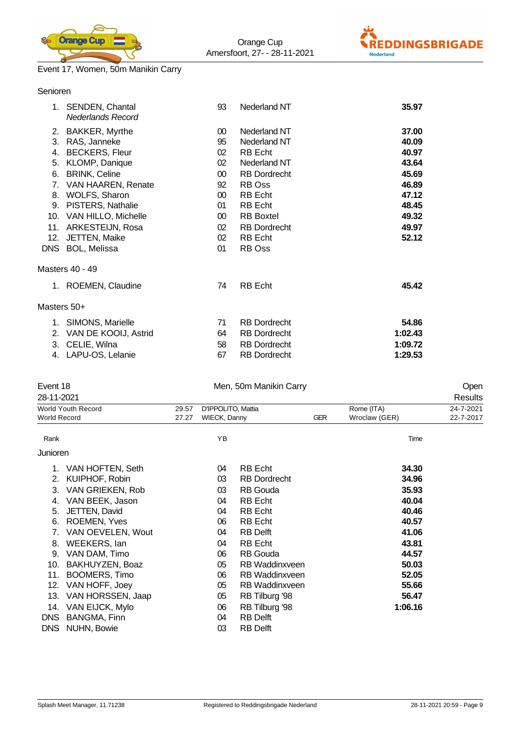Event 17, Women, 50m Manikin Carry

### Senioren

| Rank | Name | YB | Club | Time |
|---|---|---|---|---|
| 1. | SENDEN, Chantal *Nederlands Record* | 93 | Nederland NT | **35.97** |
| 2. | BAKKER, Myrthe | 00 | Nederland NT | **37.00** |
| 3. | RAS, Janneke | 95 | Nederland NT | **40.09** |
| 4. | BECKERS, Fleur | 02 | RB Echt | **40.97** |
| 5. | KLOMP, Danique | 02 | Nederland NT | **43.64** |
| 6. | BRINK, Celine | 00 | RB Dordrecht | **45.69** |
| 7. | VAN HAAREN, Renate | 92 | RB Oss | **46.89** |
| 8. | WOLFS, Sharon | 00 | RB Echt | **47.12** |
| 9. | PISTERS, Nathalie | 01 | RB Echt | **48.45** |
| 10. | VAN HILLO, Michelle | 00 | RB Boxtel | **49.32** |
| 11. | ARKESTEIJN, Rosa | 02 | RB Dordrecht | **49.97** |
| 12. | JETTEN, Maike | 02 | RB Echt | **52.12** |
| DNS | BOL, Melissa | 01 | RB Oss | |

### Masters 40 - 49

| Rank | Name | YB | Club | Time |
|---|---|---|---|---|
| 1. | ROEMEN, Claudine | 74 | RB Echt | **45.42** |

### Masters 50+

| Rank | Name | YB | Club | Time |
|---|---|---|---|---|
| 1. | SIMONS, Marielle | 71 | RB Dordrecht | **54.86** |
| 2. | VAN DE KOOIJ, Astrid | 64 | RB Dordrecht | **1:02.43** |
| 3. | CELIE, Wilna | 58 | RB Dordrecht | **1:09.72** |
| 4. | LAPU-OS, Lelanie | 67 | RB Dordrecht | **1:29.53** |

## Event 18 — Men, 50m Manikin Carry — Open Results

28-11-2021

| | Time | Name | Nation | Place | Date |
|---|---|---|---|---|---|
| World Youth Record | 29.57 | D'IPPOLITO, Mattia | | Rome (ITA) | 24-7-2021 |
| World Record | 27.27 | WIECK, Danny | GER | Wroclaw (GER) | 22-7-2017 |

### Junioren

| Rank | Name | YB | Club | Time |
|---|---|---|---|---|
| 1. | VAN HOFTEN, Seth | 04 | RB Echt | **34.30** |
| 2. | KUIPHOF, Robin | 03 | RB Dordrecht | **34.96** |
| 3. | VAN GRIEKEN, Rob | 03 | RB Gouda | **35.93** |
| 4. | VAN BEEK, Jason | 04 | RB Echt | **40.04** |
| 5. | JETTEN, David | 04 | RB Echt | **40.46** |
| 6. | ROEMEN, Yves | 06 | RB Echt | **40.57** |
| 7. | VAN OEVELEN, Wout | 04 | RB Delft | **41.06** |
| 8. | WEEKERS, Ian | 04 | RB Echt | **43.81** |
| 9. | VAN DAM, Timo | 06 | RB Gouda | **44.57** |
| 10. | BAKHUYZEN, Boaz | 05 | RB Waddinxveen | **50.03** |
| 11. | BOOMERS, Timo | 06 | RB Waddinxveen | **52.05** |
| 12. | VAN HOFF, Joey | 05 | RB Waddinxveen | **55.66** |
| 13. | VAN HORSSEN, Jaap | 05 | RB Tilburg '98 | **56.47** |
| 14. | VAN EIJCK, Mylo | 06 | RB Tilburg '98 | **1:06.16** |
| DNS | BANGMA, Finn | 04 | RB Delft | |
| DNS | NUHN, Bowie | 03 | RB Delft | |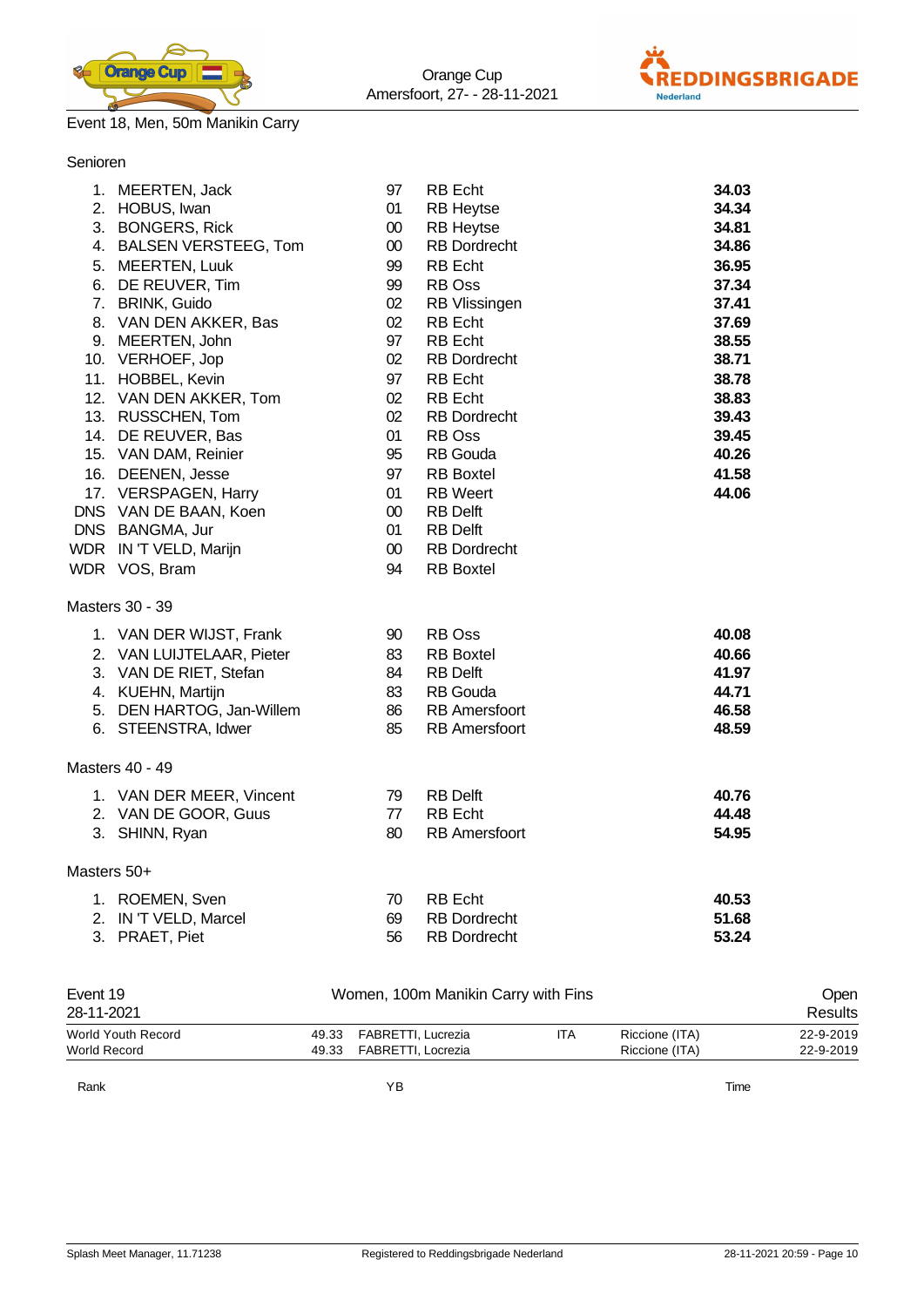Event 18, Men, 50m Manikin Carry

Senioren

| Rank | Name | YB | Club | Time |
|---|---|---|---|---|
| 1. | MEERTEN, Jack | 97 | RB Echt | **34.03** |
| 2. | HOBUS, Iwan | 01 | RB Heytse | **34.34** |
| 3. | BONGERS, Rick | 00 | RB Heytse | **34.81** |
| 4. | BALSEN VERSTEEG, Tom | 00 | RB Dordrecht | **34.86** |
| 5. | MEERTEN, Luuk | 99 | RB Echt | **36.95** |
| 6. | DE REUVER, Tim | 99 | RB Oss | **37.34** |
| 7. | BRINK, Guido | 02 | RB Vlissingen | **37.41** |
| 8. | VAN DEN AKKER, Bas | 02 | RB Echt | **37.69** |
| 9. | MEERTEN, John | 97 | RB Echt | **38.55** |
| 10. | VERHOEF, Jop | 02 | RB Dordrecht | **38.71** |
| 11. | HOBBEL, Kevin | 97 | RB Echt | **38.78** |
| 12. | VAN DEN AKKER, Tom | 02 | RB Echt | **38.83** |
| 13. | RUSSCHEN, Tom | 02 | RB Dordrecht | **39.43** |
| 14. | DE REUVER, Bas | 01 | RB Oss | **39.45** |
| 15. | VAN DAM, Reinier | 95 | RB Gouda | **40.26** |
| 16. | DEENEN, Jesse | 97 | RB Boxtel | **41.58** |
| 17. | VERSPAGEN, Harry | 01 | RB Weert | **44.06** |
| DNS | VAN DE BAAN, Koen | 00 | RB Delft | |
| DNS | BANGMA, Jur | 01 | RB Delft | |
| WDR | IN 'T VELD, Marijn | 00 | RB Dordrecht | |
| WDR | VOS, Bram | 94 | RB Boxtel | |

Masters 30 - 39

| Rank | Name | YB | Club | Time |
|---|---|---|---|---|
| 1. | VAN DER WIJST, Frank | 90 | RB Oss | **40.08** |
| 2. | VAN LUIJTELAAR, Pieter | 83 | RB Boxtel | **40.66** |
| 3. | VAN DE RIET, Stefan | 84 | RB Delft | **41.97** |
| 4. | KUEHN, Martijn | 83 | RB Gouda | **44.71** |
| 5. | DEN HARTOG, Jan-Willem | 86 | RB Amersfoort | **46.58** |
| 6. | STEENSTRA, Idwer | 85 | RB Amersfoort | **48.59** |

Masters 40 - 49

| Rank | Name | YB | Club | Time |
|---|---|---|---|---|
| 1. | VAN DER MEER, Vincent | 79 | RB Delft | **40.76** |
| 2. | VAN DE GOOR, Guus | 77 | RB Echt | **44.48** |
| 3. | SHINN, Ryan | 80 | RB Amersfoort | **54.95** |

Masters 50+

| Rank | Name | YB | Club | Time |
|---|---|---|---|---|
| 1. | ROEMEN, Sven | 70 | RB Echt | **40.53** |
| 2. | IN 'T VELD, Marcel | 69 | RB Dordrecht | **51.68** |
| 3. | PRAET, Piet | 56 | RB Dordrecht | **53.24** |

Event 19 — Women, 100m Manikin Carry with Fins — Open
28-11-2021 — Results

| | | | | | |
|---|---|---|---|---|---|
| World Youth Record | 49.33 | FABRETTI, Lucrezia | ITA | Riccione (ITA) | 22-9-2019 |
| World Record | 49.33 | FABRETTI, Locrezia | | Riccione (ITA) | 22-9-2019 |

Rank YB Time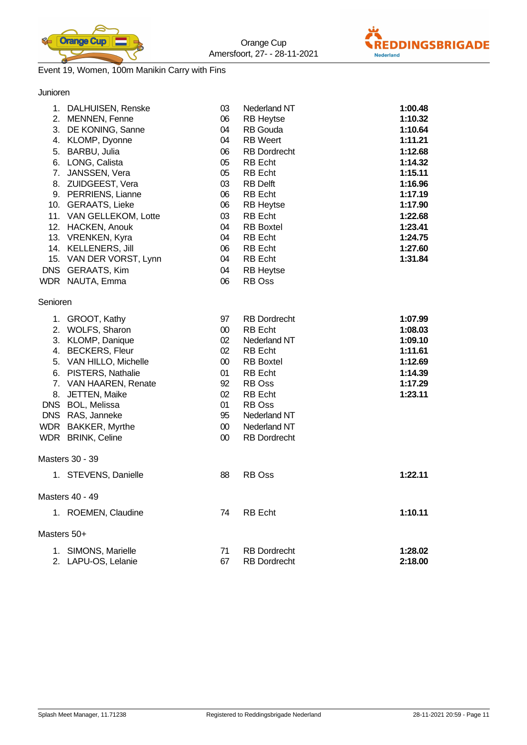Orange Cup
Amersfoort, 27- - 28-11-2021

Event 19, Women, 100m Manikin Carry with Fins

### Junioren

| | | | | |
|---|---|---|---|---|
| 1. | DALHUISEN, Renske | 03 | Nederland NT | **1:00.48** |
| 2. | MENNEN, Fenne | 06 | RB Heytse | **1:10.32** |
| 3. | DE KONING, Sanne | 04 | RB Gouda | **1:10.64** |
| 4. | KLOMP, Dyonne | 04 | RB Weert | **1:11.21** |
| 5. | BARBU, Julia | 06 | RB Dordrecht | **1:12.68** |
| 6. | LONG, Calista | 05 | RB Echt | **1:14.32** |
| 7. | JANSSEN, Vera | 05 | RB Echt | **1:15.11** |
| 8. | ZUIDGEEST, Vera | 03 | RB Delft | **1:16.96** |
| 9. | PERRIENS, Lianne | 06 | RB Echt | **1:17.19** |
| 10. | GERAATS, Lieke | 06 | RB Heytse | **1:17.90** |
| 11. | VAN GELLEKOM, Lotte | 03 | RB Echt | **1:22.68** |
| 12. | HACKEN, Anouk | 04 | RB Boxtel | **1:23.41** |
| 13. | VRENKEN, Kyra | 04 | RB Echt | **1:24.75** |
| 14. | KELLENERS, Jill | 06 | RB Echt | **1:27.60** |
| 15. | VAN DER VORST, Lynn | 04 | RB Echt | **1:31.84** |
| DNS | GERAATS, Kim | 04 | RB Heytse | |
| WDR | NAUTA, Emma | 06 | RB Oss | |

### Senioren

| | | | | |
|---|---|---|---|---|
| 1. | GROOT, Kathy | 97 | RB Dordrecht | **1:07.99** |
| 2. | WOLFS, Sharon | 00 | RB Echt | **1:08.03** |
| 3. | KLOMP, Danique | 02 | Nederland NT | **1:09.10** |
| 4. | BECKERS, Fleur | 02 | RB Echt | **1:11.61** |
| 5. | VAN HILLO, Michelle | 00 | RB Boxtel | **1:12.69** |
| 6. | PISTERS, Nathalie | 01 | RB Echt | **1:14.39** |
| 7. | VAN HAAREN, Renate | 92 | RB Oss | **1:17.29** |
| 8. | JETTEN, Maike | 02 | RB Echt | **1:23.11** |
| DNS | BOL, Melissa | 01 | RB Oss | |
| DNS | RAS, Janneke | 95 | Nederland NT | |
| WDR | BAKKER, Myrthe | 00 | Nederland NT | |
| WDR | BRINK, Celine | 00 | RB Dordrecht | |

### Masters 30 - 39

| | | | | |
|---|---|---|---|---|
| 1. | STEVENS, Danielle | 88 | RB Oss | **1:22.11** |

### Masters 40 - 49

| | | | | |
|---|---|---|---|---|
| 1. | ROEMEN, Claudine | 74 | RB Echt | **1:10.11** |

### Masters 50+

| | | | | |
|---|---|---|---|---|
| 1. | SIMONS, Marielle | 71 | RB Dordrecht | **1:28.02** |
| 2. | LAPU-OS, Lelanie | 67 | RB Dordrecht | **2:18.00** |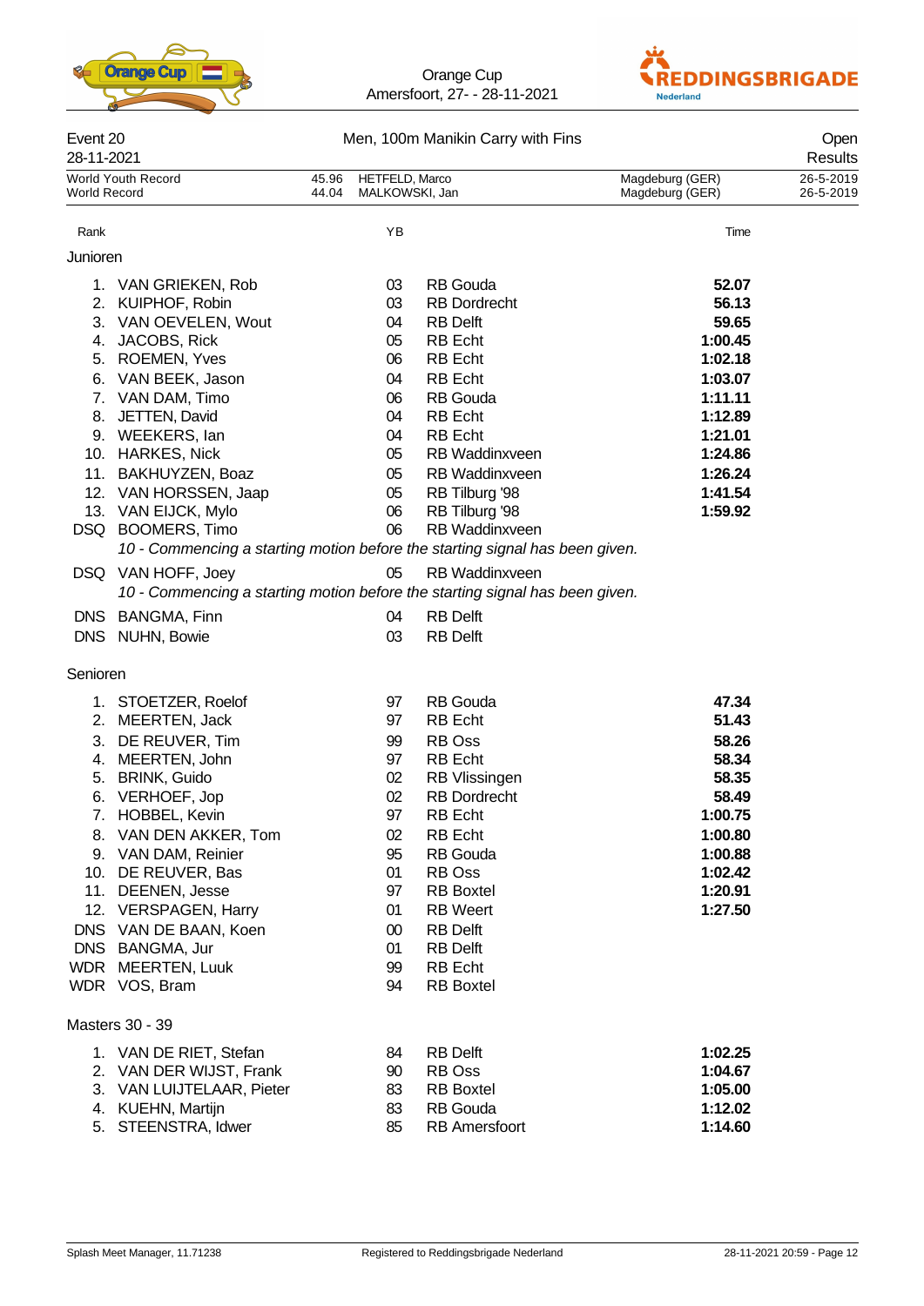Orange Cup
Amersfoort, 27- - 28-11-2021

Event 20 — Men, 100m Manikin Carry with Fins — Open
28-11-2021 — Results

| | | | | |
|---|---|---|---|---|
| World Youth Record | 45.96 | HETFELD, Marco | Magdeburg (GER) | 26-5-2019 |
| World Record | 44.04 | MALKOWSKI, Jan | Magdeburg (GER) | 26-5-2019 |

### Junioren

| Rank | Name | YB | Club | Time |
|---|---|---|---|---|
| 1. | VAN GRIEKEN, Rob | 03 | RB Gouda | **52.07** |
| 2. | KUIPHOF, Robin | 03 | RB Dordrecht | **56.13** |
| 3. | VAN OEVELEN, Wout | 04 | RB Delft | **59.65** |
| 4. | JACOBS, Rick | 05 | RB Echt | **1:00.45** |
| 5. | ROEMEN, Yves | 06 | RB Echt | **1:02.18** |
| 6. | VAN BEEK, Jason | 04 | RB Echt | **1:03.07** |
| 7. | VAN DAM, Timo | 06 | RB Gouda | **1:11.11** |
| 8. | JETTEN, David | 04 | RB Echt | **1:12.89** |
| 9. | WEEKERS, Ian | 04 | RB Echt | **1:21.01** |
| 10. | HARKES, Nick | 05 | RB Waddinxveen | **1:24.86** |
| 11. | BAKHUYZEN, Boaz | 05 | RB Waddinxveen | **1:26.24** |
| 12. | VAN HORSSEN, Jaap | 05 | RB Tilburg '98 | **1:41.54** |
| 13. | VAN EIJCK, Mylo | 06 | RB Tilburg '98 | **1:59.92** |
| DSQ | BOOMERS, Timo | 06 | RB Waddinxveen | |
| | *10 - Commencing a starting motion before the starting signal has been given.* | | | |
| DSQ | VAN HOFF, Joey | 05 | RB Waddinxveen | |
| | *10 - Commencing a starting motion before the starting signal has been given.* | | | |
| DNS | BANGMA, Finn | 04 | RB Delft | |
| DNS | NUHN, Bowie | 03 | RB Delft | |

### Senioren

| Rank | Name | YB | Club | Time |
|---|---|---|---|---|
| 1. | STOETZER, Roelof | 97 | RB Gouda | **47.34** |
| 2. | MEERTEN, Jack | 97 | RB Echt | **51.43** |
| 3. | DE REUVER, Tim | 99 | RB Oss | **58.26** |
| 4. | MEERTEN, John | 97 | RB Echt | **58.34** |
| 5. | BRINK, Guido | 02 | RB Vlissingen | **58.35** |
| 6. | VERHOEF, Jop | 02 | RB Dordrecht | **58.49** |
| 7. | HOBBEL, Kevin | 97 | RB Echt | **1:00.75** |
| 8. | VAN DEN AKKER, Tom | 02 | RB Echt | **1:00.80** |
| 9. | VAN DAM, Reinier | 95 | RB Gouda | **1:00.88** |
| 10. | DE REUVER, Bas | 01 | RB Oss | **1:02.42** |
| 11. | DEENEN, Jesse | 97 | RB Boxtel | **1:20.91** |
| 12. | VERSPAGEN, Harry | 01 | RB Weert | **1:27.50** |
| DNS | VAN DE BAAN, Koen | 00 | RB Delft | |
| DNS | BANGMA, Jur | 01 | RB Delft | |
| WDR | MEERTEN, Luuk | 99 | RB Echt | |
| WDR | VOS, Bram | 94 | RB Boxtel | |

### Masters 30 - 39

| Rank | Name | YB | Club | Time |
|---|---|---|---|---|
| 1. | VAN DE RIET, Stefan | 84 | RB Delft | **1:02.25** |
| 2. | VAN DER WIJST, Frank | 90 | RB Oss | **1:04.67** |
| 3. | VAN LUIJTELAAR, Pieter | 83 | RB Boxtel | **1:05.00** |
| 4. | KUEHN, Martijn | 83 | RB Gouda | **1:12.02** |
| 5. | STEENSTRA, Idwer | 85 | RB Amersfoort | **1:14.60** |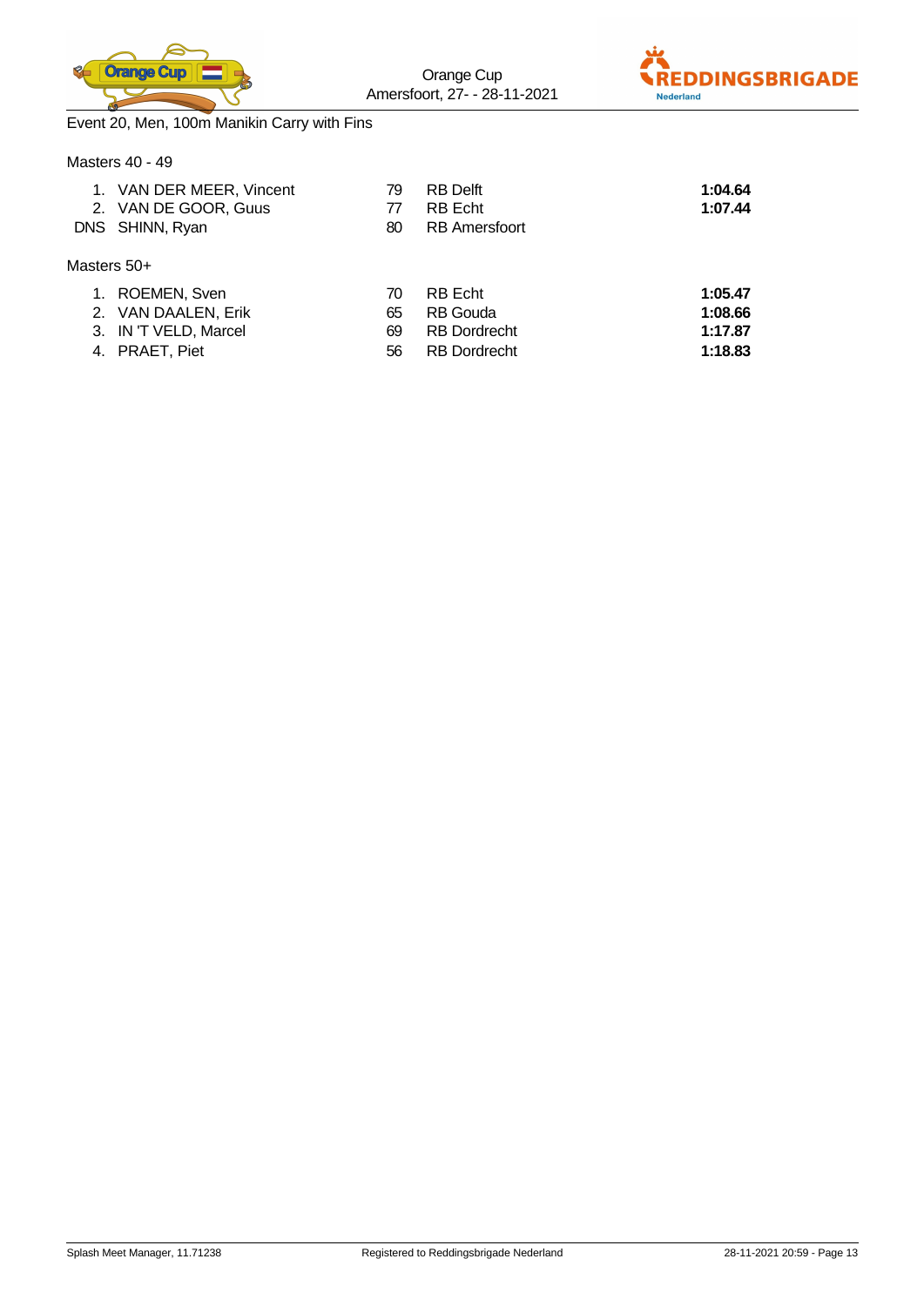Event 20, Men, 100m Manikin Carry with Fins

Masters 40 - 49

| | | | | |
|---|---|---|---|---|
| 1. | VAN DER MEER, Vincent | 79 | RB Delft | **1:04.64** |
| 2. | VAN DE GOOR, Guus | 77 | RB Echt | **1:07.44** |
| DNS | SHINN, Ryan | 80 | RB Amersfoort | |

Masters 50+

| | | | | |
|---|---|---|---|---|
| 1. | ROEMEN, Sven | 70 | RB Echt | **1:05.47** |
| 2. | VAN DAALEN, Erik | 65 | RB Gouda | **1:08.66** |
| 3. | IN 'T VELD, Marcel | 69 | RB Dordrecht | **1:17.87** |
| 4. | PRAET, Piet | 56 | RB Dordrecht | **1:18.83** |